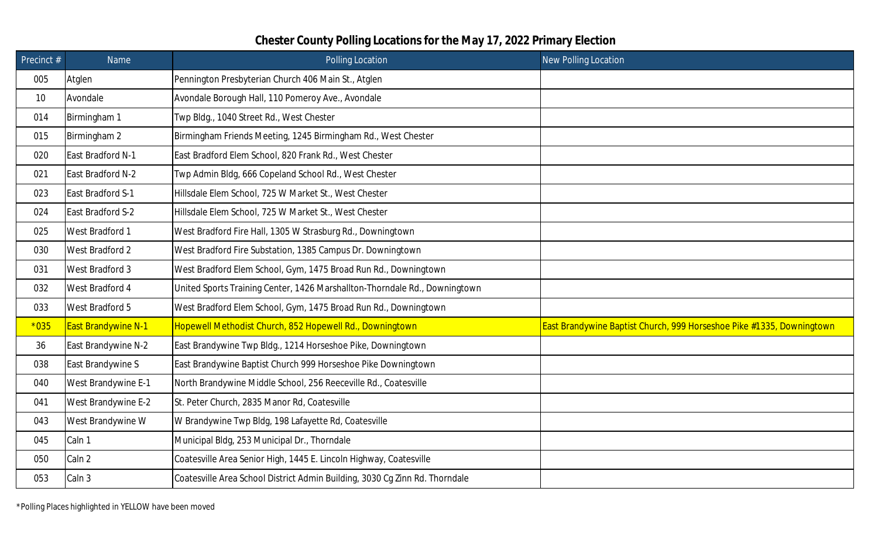# Chester County Polling Locations for the May 17, 2022 Primary Election

| Precinct # | Name | Polling Location | New Polling Location |
|---|---|---|---|
| 005 | Atglen | Pennington Presbyterian Church 406 Main St., Atglen | |
| 10 | Avondale | Avondale Borough Hall, 110 Pomeroy Ave., Avondale | |
| 014 | Birmingham 1 | Twp Bldg., 1040 Street Rd., West Chester | |
| 015 | Birmingham 2 | Birmingham Friends Meeting, 1245 Birmingham Rd., West Chester | |
| 020 | East Bradford N-1 | East Bradford Elem School, 820 Frank Rd., West Chester | |
| 021 | East Bradford N-2 | Twp Admin Bldg, 666 Copeland School Rd., West Chester | |
| 023 | East Bradford S-1 | Hillsdale Elem School, 725 W Market St., West Chester | |
| 024 | East Bradford S-2 | Hillsdale Elem School, 725 W Market St., West Chester | |
| 025 | West Bradford 1 | West Bradford Fire Hall, 1305 W Strasburg Rd., Downingtown | |
| 030 | West Bradford 2 | West Bradford Fire Substation, 1385 Campus Dr. Downingtown | |
| 031 | West Bradford 3 | West Bradford Elem School, Gym, 1475 Broad Run Rd., Downingtown | |
| 032 | West Bradford 4 | United Sports Training Center, 1426 Marshallton-Thorndale Rd., Downingtown | |
| 033 | West Bradford 5 | West Bradford Elem School, Gym, 1475 Broad Run Rd., Downingtown | |
| *035 | East Brandywine N-1 | Hopewell Methodist Church, 852 Hopewell Rd., Downingtown | East Brandywine Baptist Church, 999 Horseshoe Pike #1335, Downingtown |
| 36 | East Brandywine N-2 | East Brandywine Twp Bldg., 1214 Horseshoe Pike, Downingtown | |
| 038 | East Brandywine S | East Brandywine Baptist Church 999 Horseshoe Pike Downingtown | |
| 040 | West Brandywine E-1 | North Brandywine Middle School, 256 Reeceville Rd., Coatesville | |
| 041 | West Brandywine E-2 | St. Peter Church, 2835 Manor Rd, Coatesville | |
| 043 | West Brandywine W | W Brandywine Twp Bldg, 198 Lafayette Rd, Coatesville | |
| 045 | Caln 1 | Municipal Bldg, 253 Municipal Dr., Thorndale | |
| 050 | Caln 2 | Coatesville Area Senior High, 1445 E. Lincoln Highway, Coatesville | |
| 053 | Caln 3 | Coatesville Area School District Admin Building, 3030 Cg Zinn Rd. Thorndale | |

*Polling Places highlighted in YELLOW have been moved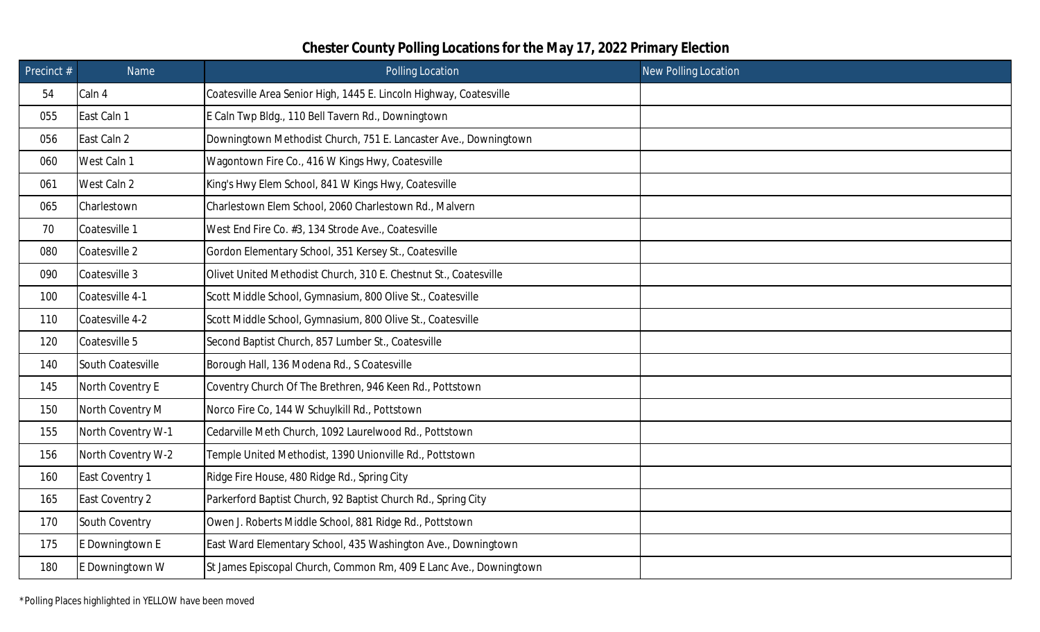# Chester County Polling Locations for the May 17, 2022 Primary Election

| Precinct # | Name | Polling Location | New Polling Location |
|---|---|---|---|
| 54 | Caln 4 | Coatesville Area Senior High, 1445 E. Lincoln Highway, Coatesville | |
| 055 | East Caln 1 | E Caln Twp Bldg., 110 Bell Tavern Rd., Downingtown | |
| 056 | East Caln 2 | Downingtown Methodist Church, 751 E. Lancaster Ave., Downingtown | |
| 060 | West Caln 1 | Wagontown Fire Co., 416 W Kings Hwy, Coatesville | |
| 061 | West Caln 2 | King's Hwy Elem School, 841 W Kings Hwy, Coatesville | |
| 065 | Charlestown | Charlestown Elem School, 2060 Charlestown Rd., Malvern | |
| 70 | Coatesville 1 | West End Fire Co. #3, 134 Strode Ave., Coatesville | |
| 080 | Coatesville 2 | Gordon Elementary School, 351 Kersey St., Coatesville | |
| 090 | Coatesville 3 | Olivet United Methodist Church, 310 E. Chestnut St., Coatesville | |
| 100 | Coatesville 4-1 | Scott Middle School, Gymnasium, 800 Olive St., Coatesville | |
| 110 | Coatesville 4-2 | Scott Middle School, Gymnasium, 800 Olive St., Coatesville | |
| 120 | Coatesville 5 | Second Baptist Church, 857 Lumber St., Coatesville | |
| 140 | South Coatesville | Borough Hall, 136 Modena Rd., S Coatesville | |
| 145 | North Coventry E | Coventry Church Of The Brethren, 946 Keen Rd., Pottstown | |
| 150 | North Coventry M | Norco Fire Co, 144 W Schuylkill Rd., Pottstown | |
| 155 | North Coventry W-1 | Cedarville Meth Church, 1092 Laurelwood Rd., Pottstown | |
| 156 | North Coventry W-2 | Temple United Methodist, 1390 Unionville Rd., Pottstown | |
| 160 | East Coventry 1 | Ridge Fire House, 480 Ridge Rd., Spring City | |
| 165 | East Coventry 2 | Parkerford Baptist Church, 92 Baptist Church Rd., Spring City | |
| 170 | South Coventry | Owen J. Roberts Middle School, 881 Ridge Rd., Pottstown | |
| 175 | E Downingtown E | East Ward Elementary School, 435 Washington Ave., Downingtown | |
| 180 | E Downingtown W | St James Episcopal Church, Common Rm, 409 E Lanc Ave., Downingtown | |

*Polling Places highlighted in YELLOW have been moved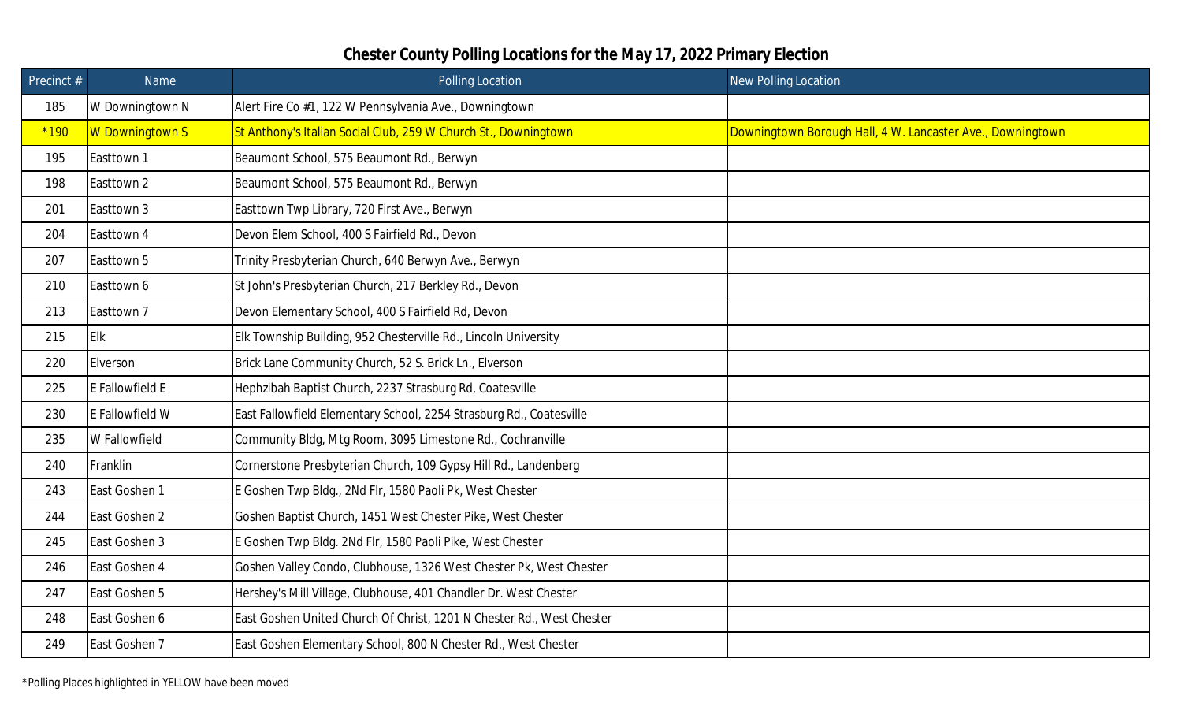# Chester County Polling Locations for the May 17, 2022 Primary Election

| Precinct # | Name | Polling Location | New Polling Location |
|---|---|---|---|
| 185 | W Downingtown N | Alert Fire Co #1, 122 W Pennsylvania Ave., Downingtown | |
| *190 | W Downingtown S | St Anthony's Italian Social Club, 259 W Church St., Downingtown | Downingtown Borough Hall, 4 W. Lancaster Ave., Downingtown |
| 195 | Easttown 1 | Beaumont School, 575 Beaumont Rd., Berwyn | |
| 198 | Easttown 2 | Beaumont School, 575 Beaumont Rd., Berwyn | |
| 201 | Easttown 3 | Easttown Twp Library, 720 First Ave., Berwyn | |
| 204 | Easttown 4 | Devon Elem School, 400 S Fairfield Rd., Devon | |
| 207 | Easttown 5 | Trinity Presbyterian Church, 640 Berwyn Ave., Berwyn | |
| 210 | Easttown 6 | St John's Presbyterian Church, 217 Berkley Rd., Devon | |
| 213 | Easttown 7 | Devon Elementary School, 400 S Fairfield Rd, Devon | |
| 215 | Elk | Elk Township Building, 952 Chesterville Rd., Lincoln University | |
| 220 | Elverson | Brick Lane Community Church, 52 S. Brick Ln., Elverson | |
| 225 | E Fallowfield E | Hephzibah Baptist Church, 2237 Strasburg Rd, Coatesville | |
| 230 | E Fallowfield W | East Fallowfield Elementary School, 2254 Strasburg Rd., Coatesville | |
| 235 | W Fallowfield | Community Bldg, Mtg Room, 3095 Limestone Rd., Cochranville | |
| 240 | Franklin | Cornerstone Presbyterian Church, 109 Gypsy Hill Rd., Landenberg | |
| 243 | East Goshen 1 | E Goshen Twp Bldg., 2Nd Flr, 1580 Paoli Pk, West Chester | |
| 244 | East Goshen 2 | Goshen Baptist Church, 1451 West Chester Pike, West Chester | |
| 245 | East Goshen 3 | E Goshen Twp Bldg. 2Nd Flr, 1580 Paoli Pike, West Chester | |
| 246 | East Goshen 4 | Goshen Valley Condo, Clubhouse, 1326 West Chester Pk, West Chester | |
| 247 | East Goshen 5 | Hershey's Mill Village, Clubhouse, 401 Chandler Dr. West Chester | |
| 248 | East Goshen 6 | East Goshen United Church Of Christ, 1201 N Chester Rd., West Chester | |
| 249 | East Goshen 7 | East Goshen Elementary School, 800 N Chester Rd., West Chester | |

*Polling Places highlighted in YELLOW have been moved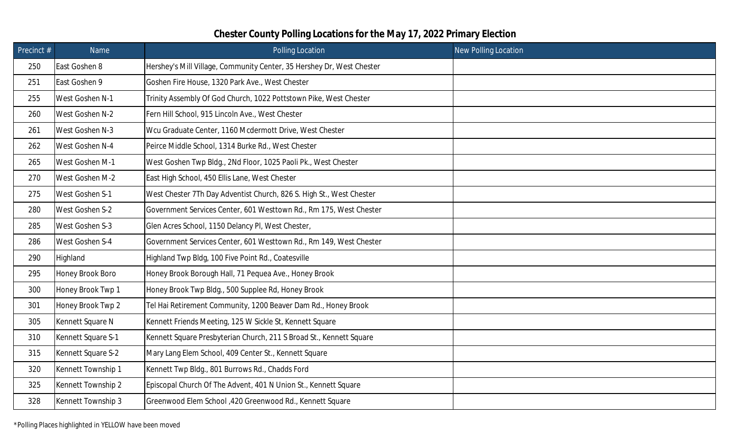## Chester County Polling Locations for the May 17, 2022 Primary Election

| Precinct # | Name | Polling Location | New Polling Location |
|---|---|---|---|
| 250 | East Goshen 8 | Hershey's Mill Village, Community Center, 35 Hershey Dr, West Chester | |
| 251 | East Goshen 9 | Goshen Fire House, 1320 Park Ave., West Chester | |
| 255 | West Goshen N-1 | Trinity Assembly Of God Church, 1022 Pottstown Pike, West Chester | |
| 260 | West Goshen N-2 | Fern Hill School, 915 Lincoln Ave., West Chester | |
| 261 | West Goshen N-3 | Wcu Graduate Center, 1160 Mcdermott Drive, West Chester | |
| 262 | West Goshen N-4 | Peirce Middle School, 1314 Burke Rd., West Chester | |
| 265 | West Goshen M-1 | West Goshen Twp Bldg., 2Nd Floor, 1025 Paoli Pk., West Chester | |
| 270 | West Goshen M-2 | East High School, 450 Ellis Lane, West Chester | |
| 275 | West Goshen S-1 | West Chester 7Th Day Adventist Church, 826 S. High St., West Chester | |
| 280 | West Goshen S-2 | Government Services Center, 601 Westtown Rd., Rm 175, West Chester | |
| 285 | West Goshen S-3 | Glen Acres School, 1150 Delancy Pl, West Chester, | |
| 286 | West Goshen S-4 | Government Services Center, 601 Westtown Rd., Rm 149, West Chester | |
| 290 | Highland | Highland Twp Bldg, 100 Five Point Rd., Coatesville | |
| 295 | Honey Brook Boro | Honey Brook Borough Hall, 71 Pequea Ave., Honey Brook | |
| 300 | Honey Brook Twp 1 | Honey Brook Twp Bldg., 500 Supplee Rd, Honey Brook | |
| 301 | Honey Brook Twp 2 | Tel Hai Retirement Community, 1200 Beaver Dam Rd., Honey Brook | |
| 305 | Kennett Square N | Kennett Friends Meeting, 125 W Sickle St, Kennett Square | |
| 310 | Kennett Square S-1 | Kennett Square Presbyterian Church, 211 S Broad St., Kennett Square | |
| 315 | Kennett Square S-2 | Mary Lang Elem School, 409 Center St., Kennett Square | |
| 320 | Kennett Township 1 | Kennett Twp Bldg., 801 Burrows Rd., Chadds Ford | |
| 325 | Kennett Township 2 | Episcopal Church Of The Advent, 401 N Union St., Kennett Square | |
| 328 | Kennett Township 3 | Greenwood Elem School ,420 Greenwood Rd., Kennett Square | |

*Polling Places highlighted in YELLOW have been moved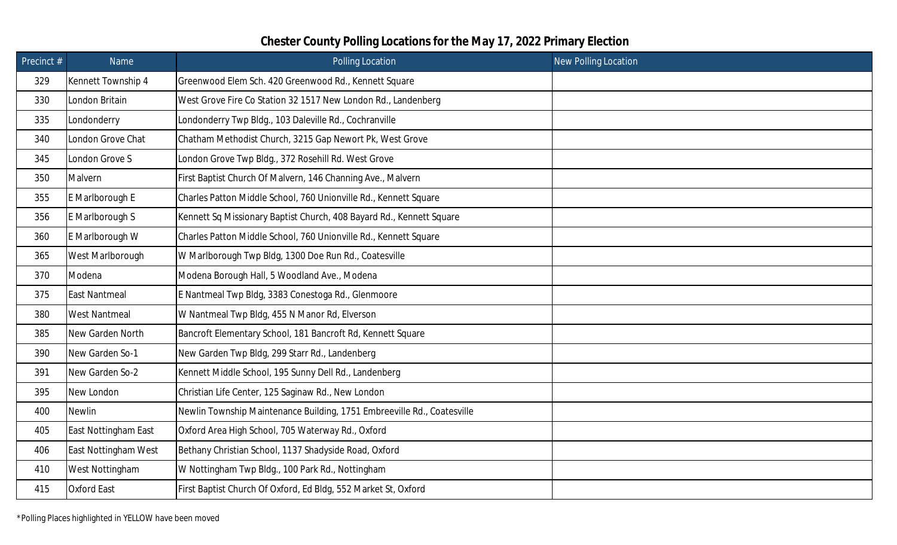## Chester County Polling Locations for the May 17, 2022 Primary Election

| Precinct # | Name | Polling Location | New Polling Location |
|---|---|---|---|
| 329 | Kennett Township 4 | Greenwood Elem Sch. 420 Greenwood Rd., Kennett Square | |
| 330 | London Britain | West Grove Fire Co Station 32 1517 New London Rd., Landenberg | |
| 335 | Londonderry | Londonderry Twp Bldg., 103 Daleville Rd., Cochranville | |
| 340 | London Grove Chat | Chatham Methodist Church, 3215 Gap Newort Pk, West Grove | |
| 345 | London Grove S | London Grove Twp Bldg., 372 Rosehill Rd. West Grove | |
| 350 | Malvern | First Baptist Church Of Malvern, 146 Channing Ave., Malvern | |
| 355 | E Marlborough E | Charles Patton Middle School, 760 Unionville Rd., Kennett Square | |
| 356 | E Marlborough S | Kennett Sq Missionary Baptist Church, 408 Bayard Rd., Kennett Square | |
| 360 | E Marlborough W | Charles Patton Middle School, 760 Unionville Rd., Kennett Square | |
| 365 | West Marlborough | W Marlborough Twp Bldg, 1300 Doe Run Rd., Coatesville | |
| 370 | Modena | Modena Borough Hall, 5 Woodland Ave., Modena | |
| 375 | East Nantmeal | E Nantmeal Twp Bldg, 3383 Conestoga Rd., Glenmoore | |
| 380 | West Nantmeal | W Nantmeal Twp Bldg, 455 N Manor Rd, Elverson | |
| 385 | New Garden North | Bancroft Elementary School, 181 Bancroft Rd, Kennett Square | |
| 390 | New Garden So-1 | New Garden Twp Bldg, 299 Starr Rd., Landenberg | |
| 391 | New Garden So-2 | Kennett Middle School, 195 Sunny Dell Rd., Landenberg | |
| 395 | New London | Christian Life Center, 125 Saginaw Rd., New London | |
| 400 | Newlin | Newlin Township Maintenance Building, 1751 Embreeville Rd., Coatesville | |
| 405 | East Nottingham East | Oxford Area High School, 705 Waterway Rd., Oxford | |
| 406 | East Nottingham West | Bethany Christian School, 1137 Shadyside Road, Oxford | |
| 410 | West Nottingham | W Nottingham Twp Bldg., 100 Park Rd., Nottingham | |
| 415 | Oxford East | First Baptist Church Of Oxford, Ed Bldg, 552 Market St, Oxford | |

*Polling Places highlighted in YELLOW have been moved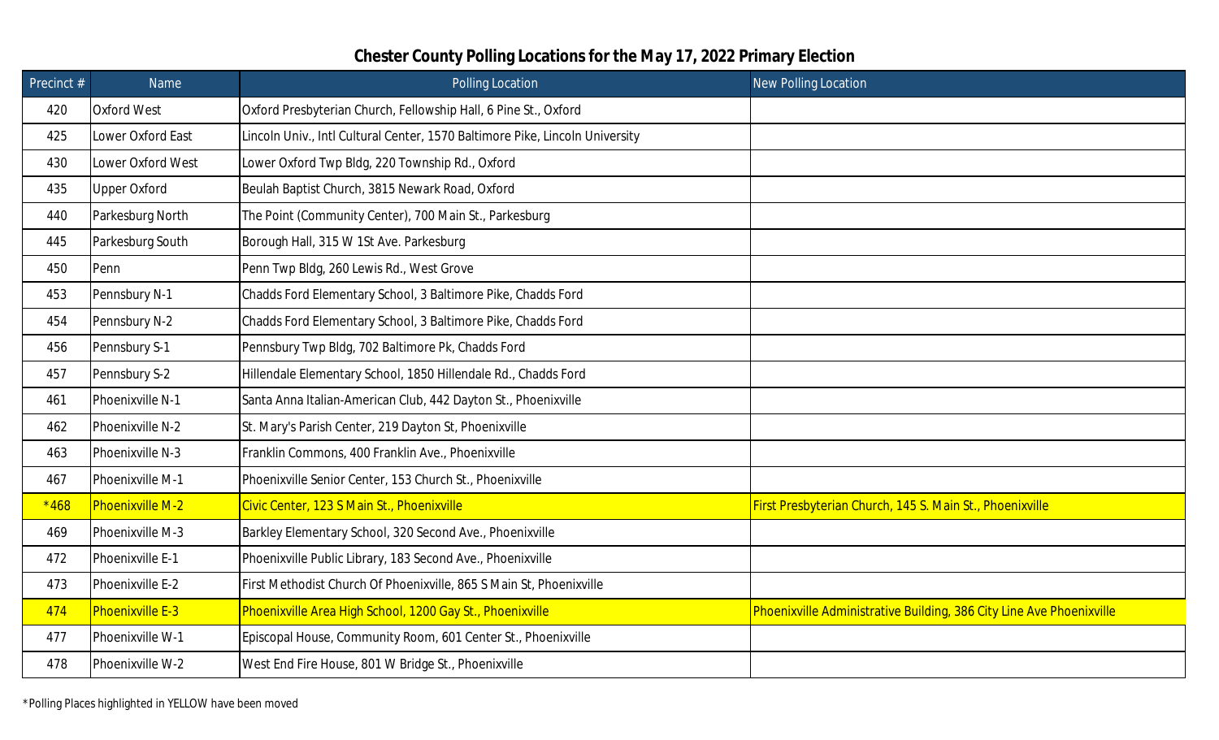## Chester County Polling Locations for the May 17, 2022 Primary Election

| Precinct # | Name | Polling Location | New Polling Location |
|---|---|---|---|
| 420 | Oxford West | Oxford Presbyterian Church, Fellowship Hall, 6 Pine St., Oxford | |
| 425 | Lower Oxford East | Lincoln Univ., Intl Cultural Center, 1570 Baltimore Pike, Lincoln University | |
| 430 | Lower Oxford West | Lower Oxford Twp Bldg, 220 Township Rd., Oxford | |
| 435 | Upper Oxford | Beulah Baptist Church, 3815 Newark Road, Oxford | |
| 440 | Parkesburg North | The Point (Community Center), 700 Main St., Parkesburg | |
| 445 | Parkesburg South | Borough Hall, 315 W 1St Ave. Parkesburg | |
| 450 | Penn | Penn Twp Bldg, 260 Lewis Rd., West Grove | |
| 453 | Pennsbury N-1 | Chadds Ford Elementary School, 3 Baltimore Pike, Chadds Ford | |
| 454 | Pennsbury N-2 | Chadds Ford Elementary School, 3 Baltimore Pike, Chadds Ford | |
| 456 | Pennsbury S-1 | Pennsbury Twp Bldg, 702 Baltimore Pk, Chadds Ford | |
| 457 | Pennsbury S-2 | Hillendale Elementary School, 1850 Hillendale Rd., Chadds Ford | |
| 461 | Phoenixville N-1 | Santa Anna Italian-American Club, 442 Dayton St., Phoenixville | |
| 462 | Phoenixville N-2 | St. Mary's Parish Center, 219 Dayton St, Phoenixville | |
| 463 | Phoenixville N-3 | Franklin Commons, 400 Franklin Ave., Phoenixville | |
| 467 | Phoenixville M-1 | Phoenixville Senior Center, 153 Church St., Phoenixville | |
| *468 | Phoenixville M-2 | Civic Center, 123 S Main St., Phoenixville | First Presbyterian Church, 145 S. Main St., Phoenixville |
| 469 | Phoenixville M-3 | Barkley Elementary School, 320 Second Ave., Phoenixville | |
| 472 | Phoenixville E-1 | Phoenixville Public Library, 183 Second Ave., Phoenixville | |
| 473 | Phoenixville E-2 | First Methodist Church Of Phoenixville, 865 S Main St, Phoenixville | |
| 474 | Phoenixville E-3 | Phoenixville Area High School, 1200 Gay St., Phoenixville | Phoenixville Administrative Building, 386 City Line Ave Phoenixville |
| 477 | Phoenixville W-1 | Episcopal House, Community Room, 601 Center St., Phoenixville | |
| 478 | Phoenixville W-2 | West End Fire House, 801 W Bridge St., Phoenixville | |

*Polling Places highlighted in YELLOW have been moved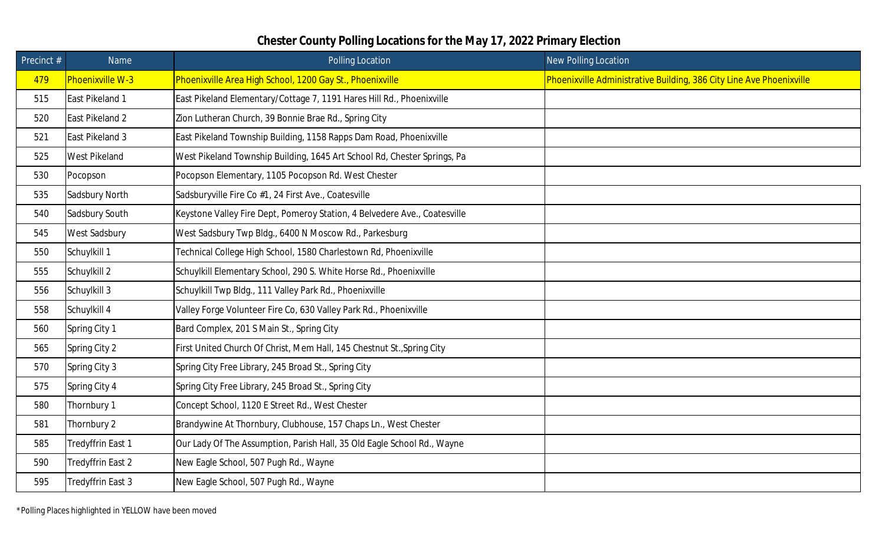## Chester County Polling Locations for the May 17, 2022 Primary Election

| Precinct # | Name | Polling Location | New Polling Location |
|---|---|---|---|
| 479 | Phoenixville W-3 | Phoenixville Area High School, 1200 Gay St., Phoenixville | Phoenixville Administrative Building, 386 City Line Ave Phoenixville |
| 515 | East Pikeland 1 | East Pikeland Elementary/Cottage 7, 1191 Hares Hill Rd., Phoenixville | |
| 520 | East Pikeland 2 | Zion Lutheran Church, 39 Bonnie Brae Rd., Spring City | |
| 521 | East Pikeland 3 | East Pikeland Township Building, 1158 Rapps Dam Road, Phoenixville | |
| 525 | West Pikeland | West Pikeland Township Building, 1645 Art School Rd, Chester Springs, Pa | |
| 530 | Pocopson | Pocopson Elementary, 1105 Pocopson Rd. West Chester | |
| 535 | Sadsbury North | Sadsburyville Fire Co #1, 24 First Ave., Coatesville | |
| 540 | Sadsbury South | Keystone Valley Fire Dept, Pomeroy Station, 4 Belvedere Ave., Coatesville | |
| 545 | West Sadsbury | West Sadsbury Twp Bldg., 6400 N Moscow Rd., Parkesburg | |
| 550 | Schuylkill 1 | Technical College High School, 1580 Charlestown Rd, Phoenixville | |
| 555 | Schuylkill 2 | Schuylkill Elementary School, 290 S. White Horse Rd., Phoenixville | |
| 556 | Schuylkill 3 | Schuylkill Twp Bldg., 111 Valley Park Rd., Phoenixville | |
| 558 | Schuylkill 4 | Valley Forge Volunteer Fire Co, 630 Valley Park Rd., Phoenixville | |
| 560 | Spring City 1 | Bard Complex, 201 S Main St., Spring City | |
| 565 | Spring City 2 | First United Church Of Christ, Mem Hall, 145 Chestnut St.,Spring City | |
| 570 | Spring City 3 | Spring City Free Library, 245 Broad St., Spring City | |
| 575 | Spring City 4 | Spring City Free Library, 245 Broad St., Spring City | |
| 580 | Thornbury 1 | Concept School, 1120 E Street Rd., West Chester | |
| 581 | Thornbury 2 | Brandywine At Thornbury, Clubhouse, 157 Chaps Ln., West Chester | |
| 585 | Tredyffrin East 1 | Our Lady Of The Assumption, Parish Hall, 35 Old Eagle School Rd., Wayne | |
| 590 | Tredyffrin East 2 | New Eagle School, 507 Pugh Rd., Wayne | |
| 595 | Tredyffrin East 3 | New Eagle School, 507 Pugh Rd., Wayne | |

*Polling Places highlighted in YELLOW have been moved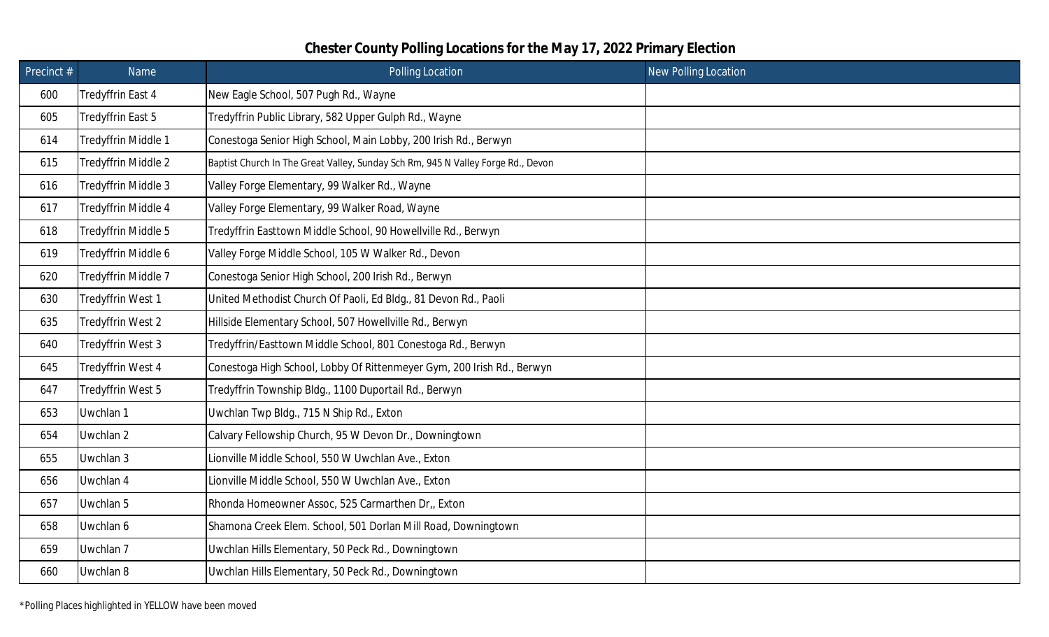# Chester County Polling Locations for the May 17, 2022 Primary Election

| Precinct # | Name | Polling Location | New Polling Location |
|---|---|---|---|
| 600 | Tredyffrin East 4 | New Eagle School, 507 Pugh Rd., Wayne | |
| 605 | Tredyffrin East 5 | Tredyffrin Public Library, 582 Upper Gulph Rd., Wayne | |
| 614 | Tredyffrin Middle 1 | Conestoga Senior High School, Main Lobby, 200 Irish Rd., Berwyn | |
| 615 | Tredyffrin Middle 2 | Baptist Church In The Great Valley, Sunday Sch Rm, 945 N Valley Forge Rd., Devon | |
| 616 | Tredyffrin Middle 3 | Valley Forge Elementary, 99 Walker Rd., Wayne | |
| 617 | Tredyffrin Middle 4 | Valley Forge Elementary, 99 Walker Road, Wayne | |
| 618 | Tredyffrin Middle 5 | Tredyffrin Easttown Middle School, 90 Howellville Rd., Berwyn | |
| 619 | Tredyffrin Middle 6 | Valley Forge Middle School, 105 W Walker Rd., Devon | |
| 620 | Tredyffrin Middle 7 | Conestoga Senior High School, 200 Irish Rd., Berwyn | |
| 630 | Tredyffrin West 1 | United Methodist Church Of Paoli, Ed Bldg., 81 Devon Rd., Paoli | |
| 635 | Tredyffrin West 2 | Hillside Elementary School, 507 Howellville Rd., Berwyn | |
| 640 | Tredyffrin West 3 | Tredyffrin/Easttown Middle School, 801 Conestoga Rd., Berwyn | |
| 645 | Tredyffrin West 4 | Conestoga High School, Lobby Of Rittenmeyer Gym, 200 Irish Rd., Berwyn | |
| 647 | Tredyffrin West 5 | Tredyffrin Township Bldg., 1100 Duportail Rd., Berwyn | |
| 653 | Uwchlan 1 | Uwchlan Twp Bldg., 715 N Ship Rd., Exton | |
| 654 | Uwchlan 2 | Calvary Fellowship Church, 95 W Devon Dr., Downingtown | |
| 655 | Uwchlan 3 | Lionville Middle School, 550 W Uwchlan Ave., Exton | |
| 656 | Uwchlan 4 | Lionville Middle School, 550 W Uwchlan Ave., Exton | |
| 657 | Uwchlan 5 | Rhonda Homeowner Assoc, 525 Carmarthen Dr,, Exton | |
| 658 | Uwchlan 6 | Shamona Creek Elem. School, 501 Dorlan Mill Road, Downingtown | |
| 659 | Uwchlan 7 | Uwchlan Hills Elementary, 50 Peck Rd., Downingtown | |
| 660 | Uwchlan 8 | Uwchlan Hills Elementary, 50 Peck Rd., Downingtown | |

*Polling Places highlighted in YELLOW have been moved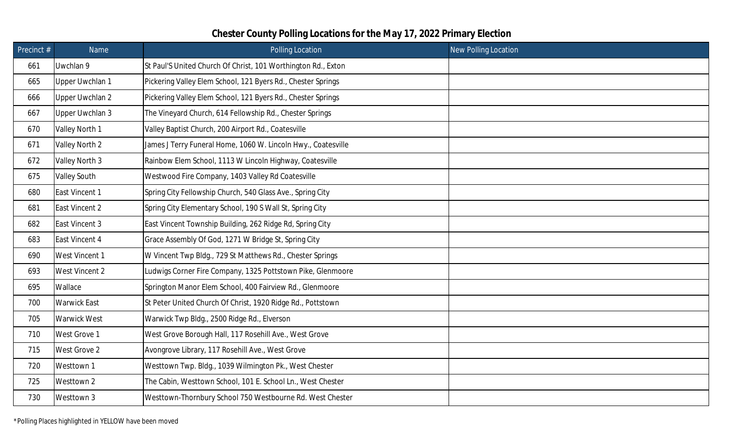# Chester County Polling Locations for the May 17, 2022 Primary Election

| Precinct # | Name | Polling Location | New Polling Location |
|---|---|---|---|
| 661 | Uwchlan 9 | St Paul'S United Church Of Christ, 101 Worthington Rd., Exton | |
| 665 | Upper Uwchlan 1 | Pickering Valley Elem School, 121 Byers Rd., Chester Springs | |
| 666 | Upper Uwchlan 2 | Pickering Valley Elem School, 121 Byers Rd., Chester Springs | |
| 667 | Upper Uwchlan 3 | The Vineyard Church, 614 Fellowship Rd., Chester Springs | |
| 670 | Valley North 1 | Valley Baptist Church, 200 Airport Rd., Coatesville | |
| 671 | Valley North 2 | James J Terry Funeral Home, 1060 W. Lincoln Hwy., Coatesville | |
| 672 | Valley North 3 | Rainbow Elem School, 1113 W Lincoln Highway, Coatesville | |
| 675 | Valley South | Westwood Fire Company, 1403 Valley Rd Coatesville | |
| 680 | East Vincent 1 | Spring City Fellowship Church, 540 Glass Ave., Spring City | |
| 681 | East Vincent 2 | Spring City Elementary School, 190 S Wall St, Spring City | |
| 682 | East Vincent 3 | East Vincent Township Building, 262 Ridge Rd, Spring City | |
| 683 | East Vincent 4 | Grace Assembly Of God, 1271 W Bridge St, Spring City | |
| 690 | West Vincent 1 | W Vincent Twp Bldg., 729 St Matthews Rd., Chester Springs | |
| 693 | West Vincent 2 | Ludwigs Corner Fire Company, 1325 Pottstown Pike, Glenmoore | |
| 695 | Wallace | Springton Manor Elem School, 400 Fairview Rd., Glenmoore | |
| 700 | Warwick East | St Peter United Church Of Christ, 1920 Ridge Rd., Pottstown | |
| 705 | Warwick West | Warwick Twp Bldg., 2500 Ridge Rd., Elverson | |
| 710 | West Grove 1 | West Grove Borough Hall, 117 Rosehill Ave., West Grove | |
| 715 | West Grove 2 | Avongrove Library, 117 Rosehill Ave., West Grove | |
| 720 | Westtown 1 | Westtown Twp. Bldg., 1039 Wilmington Pk., West Chester | |
| 725 | Westtown 2 | The Cabin, Westtown School, 101 E. School Ln., West Chester | |
| 730 | Westtown 3 | Westtown-Thornbury School 750 Westbourne Rd. West Chester | |

*Polling Places highlighted in YELLOW have been moved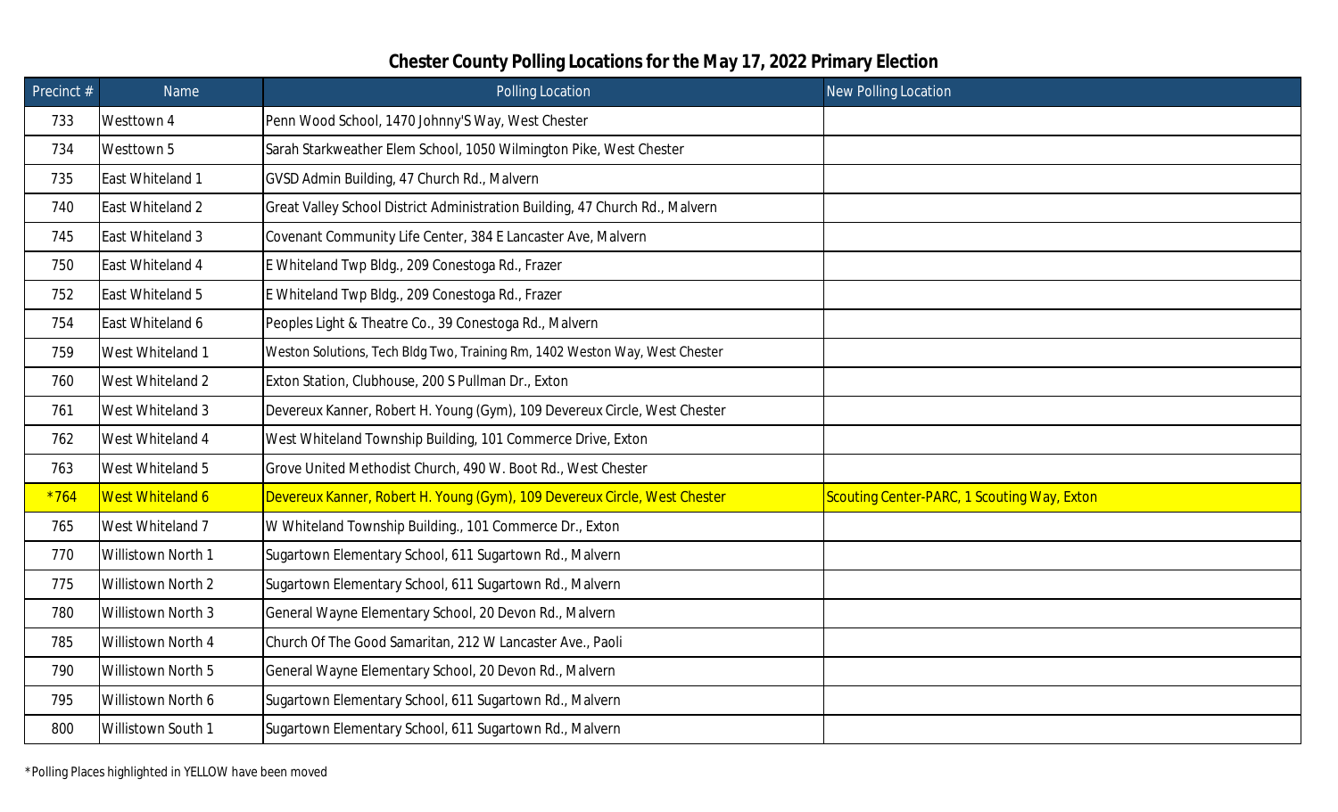# Chester County Polling Locations for the May 17, 2022 Primary Election

| Precinct # | Name | Polling Location | New Polling Location |
|---|---|---|---|
| 733 | Westtown 4 | Penn Wood School, 1470 Johnny'S Way, West Chester | |
| 734 | Westtown 5 | Sarah Starkweather Elem School, 1050 Wilmington Pike, West Chester | |
| 735 | East Whiteland 1 | GVSD Admin Building, 47 Church Rd., Malvern | |
| 740 | East Whiteland 2 | Great Valley School District Administration Building, 47 Church Rd., Malvern | |
| 745 | East Whiteland 3 | Covenant Community Life Center, 384 E Lancaster Ave, Malvern | |
| 750 | East Whiteland 4 | E Whiteland Twp Bldg., 209 Conestoga Rd., Frazer | |
| 752 | East Whiteland 5 | E Whiteland Twp Bldg., 209 Conestoga Rd., Frazer | |
| 754 | East Whiteland 6 | Peoples Light & Theatre Co., 39 Conestoga Rd., Malvern | |
| 759 | West Whiteland 1 | Weston Solutions, Tech Bldg Two, Training Rm, 1402 Weston Way, West Chester | |
| 760 | West Whiteland 2 | Exton Station, Clubhouse, 200 S Pullman Dr., Exton | |
| 761 | West Whiteland 3 | Devereux Kanner, Robert H. Young (Gym), 109 Devereux Circle, West Chester | |
| 762 | West Whiteland 4 | West Whiteland Township Building, 101 Commerce Drive, Exton | |
| 763 | West Whiteland 5 | Grove United Methodist Church, 490 W. Boot Rd., West Chester | |
| *764 | West Whiteland 6 | Devereux Kanner, Robert H. Young (Gym), 109 Devereux Circle, West Chester | Scouting Center-PARC, 1 Scouting Way, Exton |
| 765 | West Whiteland 7 | W Whiteland Township Building., 101 Commerce Dr., Exton | |
| 770 | Willistown North 1 | Sugartown Elementary School, 611 Sugartown Rd., Malvern | |
| 775 | Willistown North 2 | Sugartown Elementary School, 611 Sugartown Rd., Malvern | |
| 780 | Willistown North 3 | General Wayne Elementary School, 20 Devon Rd., Malvern | |
| 785 | Willistown North 4 | Church Of The Good Samaritan, 212 W Lancaster Ave., Paoli | |
| 790 | Willistown North 5 | General Wayne Elementary School, 20 Devon Rd., Malvern | |
| 795 | Willistown North 6 | Sugartown Elementary School, 611 Sugartown Rd., Malvern | |
| 800 | Willistown South 1 | Sugartown Elementary School, 611 Sugartown Rd., Malvern | |

*Polling Places highlighted in YELLOW have been moved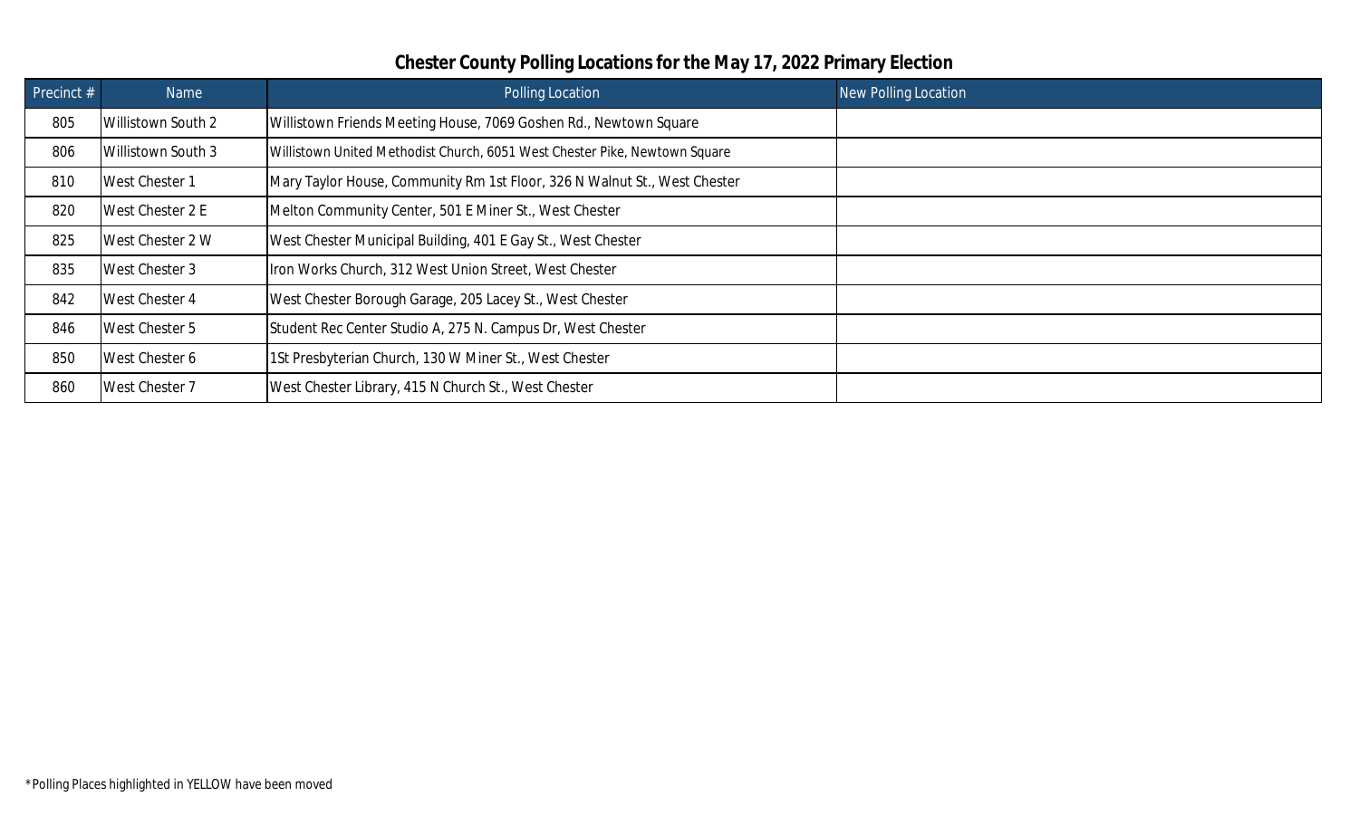# Chester County Polling Locations for the May 17, 2022 Primary Election

| Precinct # | Name | Polling Location | New Polling Location |
|---|---|---|---|
| 805 | Willistown South 2 | Willistown Friends Meeting House, 7069 Goshen Rd., Newtown Square | |
| 806 | Willistown South 3 | Willistown United Methodist Church, 6051 West Chester Pike, Newtown Square | |
| 810 | West Chester 1 | Mary Taylor House, Community Rm 1st Floor, 326 N Walnut St., West Chester | |
| 820 | West Chester 2 E | Melton Community Center, 501 E Miner St., West Chester | |
| 825 | West Chester 2 W | West Chester Municipal Building, 401 E Gay St., West Chester | |
| 835 | West Chester 3 | Iron Works Church, 312 West Union Street, West Chester | |
| 842 | West Chester 4 | West Chester Borough Garage, 205 Lacey St., West Chester | |
| 846 | West Chester 5 | Student Rec Center Studio A, 275 N. Campus Dr, West Chester | |
| 850 | West Chester 6 | 1St Presbyterian Church, 130 W Miner St., West Chester | |
| 860 | West Chester 7 | West Chester Library, 415 N Church St., West Chester | |

*Polling Places highlighted in YELLOW have been moved